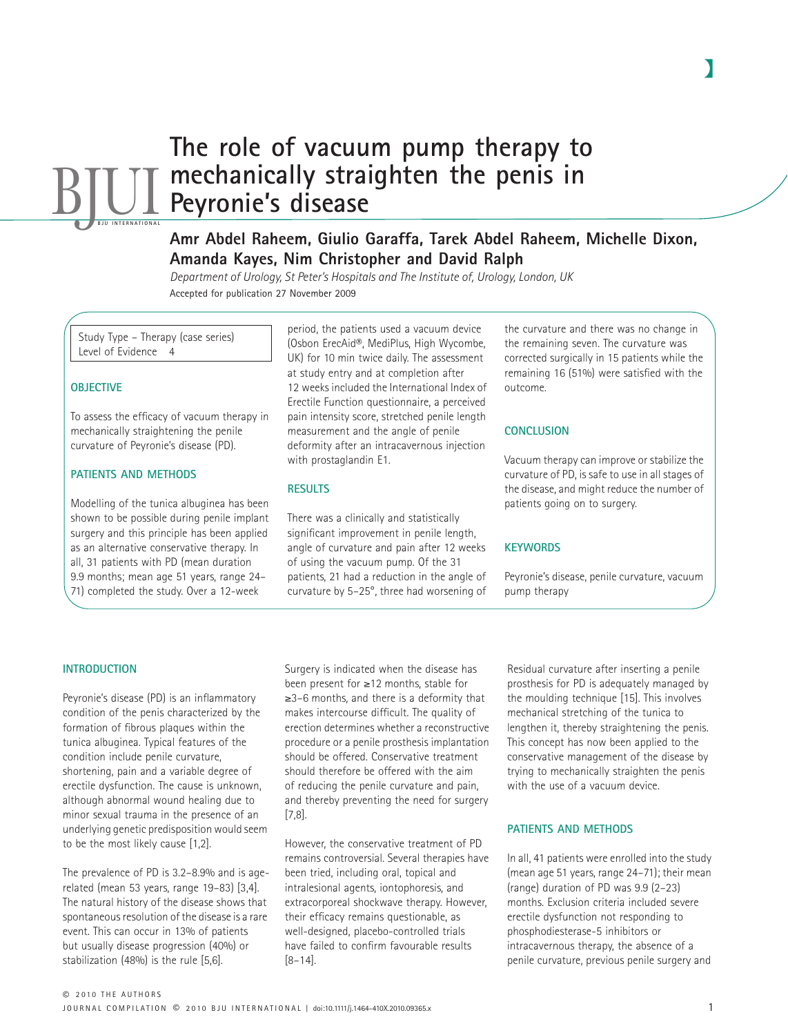# The role of vacuum pump therapy to mechanically straighten the penis in Peyronie's disease

**Amr Abdel Raheem, Giulio Garaffa, Tarek Abdel Raheem, Michelle Dixon, Amanda Kayes, Nim Christopher and David Ralph**

*Department of Urology, St Peter's Hospitals and The Institute of, Urology, London, UK*

Accepted for publication 27 November 2009

Study Type – Therapy (case series)
Level of Evidence 4

## OBJECTIVE

To assess the efficacy of vacuum therapy in mechanically straightening the penile curvature of Peyronie's disease (PD).

## PATIENTS AND METHODS

Modelling of the tunica albuginea has been shown to be possible during penile implant surgery and this principle has been applied as an alternative conservative therapy. In all, 31 patients with PD (mean duration 9.9 months; mean age 51 years, range 24–71) completed the study. Over a 12-week period, the patients used a vacuum device (Osbon ErecAid®, MediPlus, High Wycombe, UK) for 10 min twice daily. The assessment at study entry and at completion after 12 weeks included the International Index of Erectile Function questionnaire, a perceived pain intensity score, stretched penile length measurement and the angle of penile deformity after an intracavernous injection with prostaglandin E1.

## RESULTS

There was a clinically and statistically significant improvement in penile length, angle of curvature and pain after 12 weeks of using the vacuum pump. Of the 31 patients, 21 had a reduction in the angle of curvature by 5–25°, three had worsening of the curvature and there was no change in the remaining seven. The curvature was corrected surgically in 15 patients while the remaining 16 (51%) were satisfied with the outcome.

## CONCLUSION

Vacuum therapy can improve or stabilize the curvature of PD, is safe to use in all stages of the disease, and might reduce the number of patients going on to surgery.

## KEYWORDS

Peyronie's disease, penile curvature, vacuum pump therapy

## INTRODUCTION

Peyronie's disease (PD) is an inflammatory condition of the penis characterized by the formation of fibrous plaques within the tunica albuginea. Typical features of the condition include penile curvature, shortening, pain and a variable degree of erectile dysfunction. The cause is unknown, although abnormal wound healing due to minor sexual trauma in the presence of an underlying genetic predisposition would seem to be the most likely cause [1,2].

The prevalence of PD is 3.2–8.9% and is age-related (mean 53 years, range 19–83) [3,4]. The natural history of the disease shows that spontaneous resolution of the disease is a rare event. This can occur in 13% of patients but usually disease progression (40%) or stabilization (48%) is the rule [5,6].

Surgery is indicated when the disease has been present for ≥12 months, stable for ≥3–6 months, and there is a deformity that makes intercourse difficult. The quality of erection determines whether a reconstructive procedure or a penile prosthesis implantation should be offered. Conservative treatment should therefore be offered with the aim of reducing the penile curvature and pain, and thereby preventing the need for surgery [7,8].

However, the conservative treatment of PD remains controversial. Several therapies have been tried, including oral, topical and intralesional agents, iontophoresis, and extracorporeal shockwave therapy. However, their efficacy remains questionable, as well-designed, placebo-controlled trials have failed to confirm favourable results [8–14].

Residual curvature after inserting a penile prosthesis for PD is adequately managed by the moulding technique [15]. This involves mechanical stretching of the tunica to lengthen it, thereby straightening the penis. This concept has now been applied to the conservative management of the disease by trying to mechanically straighten the penis with the use of a vacuum device.

## PATIENTS AND METHODS

In all, 41 patients were enrolled into the study (mean age 51 years, range 24–71); their mean (range) duration of PD was 9.9 (2–23) months. Exclusion criteria included severe erectile dysfunction not responding to phosphodiesterase-5 inhibitors or intracavernous therapy, the absence of a penile curvature, previous penile surgery and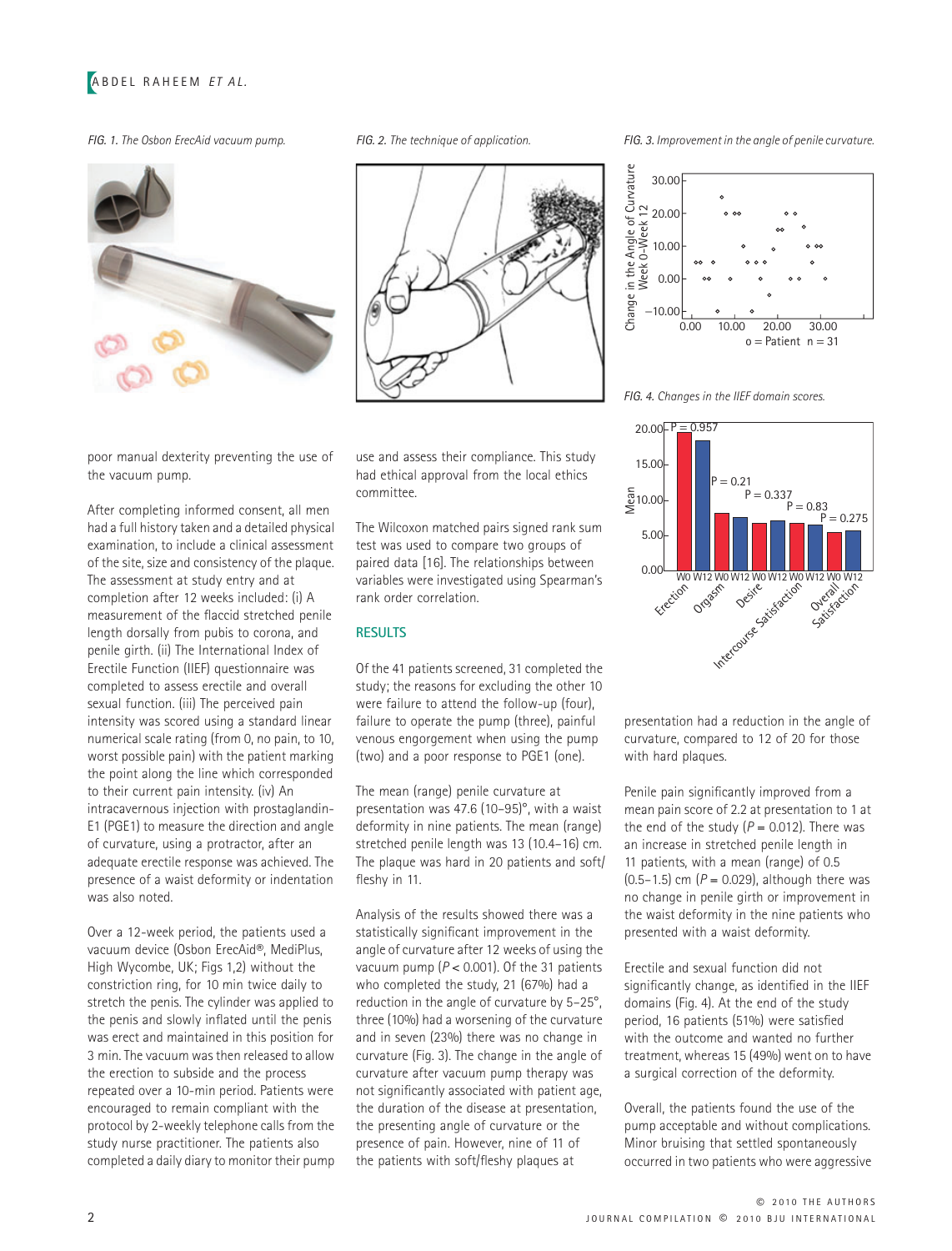*FIG. 1. The Osbon ErecAid vacuum pump.*

*FIG. 2. The technique of application.*

*FIG. 3. Improvement in the angle of penile curvature.*

*FIG. 4. Changes in the IIEF domain scores.*

poor manual dexterity preventing the use of the vacuum pump.

After completing informed consent, all men had a full history taken and a detailed physical examination, to include a clinical assessment of the site, size and consistency of the plaque. The assessment at study entry and at completion after 12 weeks included: (i) A measurement of the flaccid stretched penile length dorsally from pubis to corona, and penile girth. (ii) The International Index of Erectile Function (IIEF) questionnaire was completed to assess erectile and overall sexual function. (iii) The perceived pain intensity was scored using a standard linear numerical scale rating (from 0, no pain, to 10, worst possible pain) with the patient marking the point along the line which corresponded to their current pain intensity. (iv) An intracavernous injection with prostaglandin-E1 (PGE1) to measure the direction and angle of curvature, using a protractor, after an adequate erectile response was achieved. The presence of a waist deformity or indentation was also noted.

Over a 12-week period, the patients used a vacuum device (Osbon ErecAid®, MediPlus, High Wycombe, UK; Figs 1,2) without the constriction ring, for 10 min twice daily to stretch the penis. The cylinder was applied to the penis and slowly inflated until the penis was erect and maintained in this position for 3 min. The vacuum was then released to allow the erection to subside and the process repeated over a 10-min period. Patients were encouraged to remain compliant with the protocol by 2-weekly telephone calls from the study nurse practitioner. The patients also completed a daily diary to monitor their pump use and assess their compliance. This study had ethical approval from the local ethics committee.

The Wilcoxon matched pairs signed rank sum test was used to compare two groups of paired data [16]. The relationships between variables were investigated using Spearman's rank order correlation.

## RESULTS

Of the 41 patients screened, 31 completed the study; the reasons for excluding the other 10 were failure to attend the follow-up (four), failure to operate the pump (three), painful venous engorgement when using the pump (two) and a poor response to PGE1 (one).

The mean (range) penile curvature at presentation was 47.6 (10–95)°, with a waist deformity in nine patients. The mean (range) stretched penile length was 13 (10.4–16) cm. The plaque was hard in 20 patients and soft/fleshy in 11.

Analysis of the results showed there was a statistically significant improvement in the angle of curvature after 12 weeks of using the vacuum pump ($P < 0.001$). Of the 31 patients who completed the study, 21 (67%) had a reduction in the angle of curvature by 5–25°, three (10%) had a worsening of the curvature and in seven (23%) there was no change in curvature (Fig. 3). The change in the angle of curvature after vacuum pump therapy was not significantly associated with patient age, the duration of the disease at presentation, the presenting angle of curvature or the presence of pain. However, nine of 11 of the patients with soft/fleshy plaques at presentation had a reduction in the angle of curvature, compared to 12 of 20 for those with hard plaques.

Penile pain significantly improved from a mean pain score of 2.2 at presentation to 1 at the end of the study ($P = 0.012$). There was an increase in stretched penile length in 11 patients, with a mean (range) of 0.5 (0.5–1.5) cm ($P = 0.029$), although there was no change in penile girth or improvement in the waist deformity in the nine patients who presented with a waist deformity.

Erectile and sexual function did not significantly change, as identified in the IIEF domains (Fig. 4). At the end of the study period, 16 patients (51%) were satisfied with the outcome and wanted no further treatment, whereas 15 (49%) went on to have a surgical correction of the deformity.

Overall, the patients found the use of the pump acceptable and without complications. Minor bruising that settled spontaneously occurred in two patients who were aggressive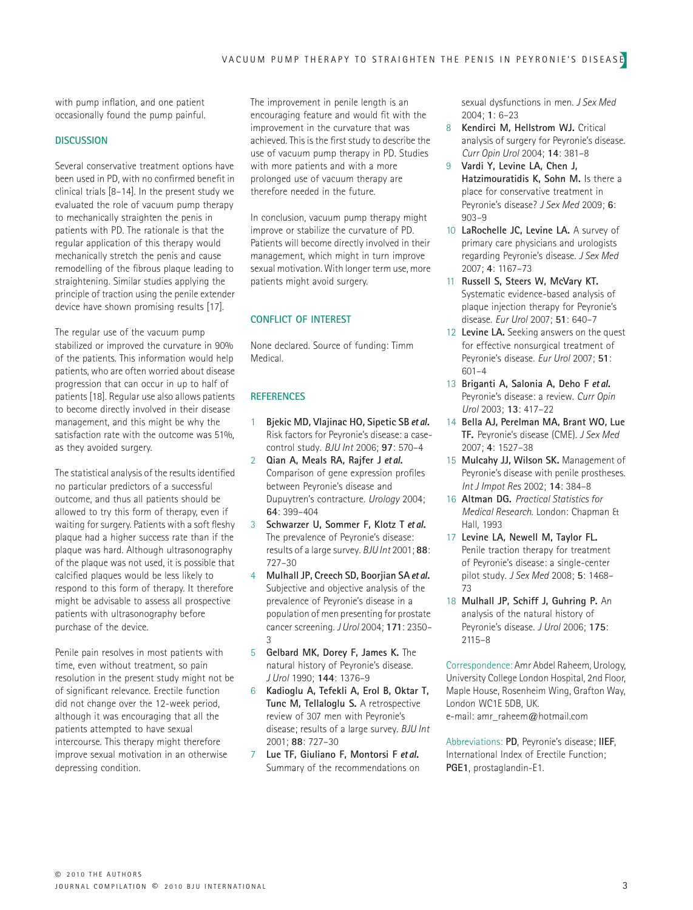with pump inflation, and one patient occasionally found the pump painful.

## DISCUSSION

Several conservative treatment options have been used in PD, with no confirmed benefit in clinical trials [8–14]. In the present study we evaluated the role of vacuum pump therapy to mechanically straighten the penis in patients with PD. The rationale is that the regular application of this therapy would mechanically stretch the penis and cause remodelling of the fibrous plaque leading to straightening. Similar studies applying the principle of traction using the penile extender device have shown promising results [17].

The regular use of the vacuum pump stabilized or improved the curvature in 90% of the patients. This information would help patients, who are often worried about disease progression that can occur in up to half of patients [18]. Regular use also allows patients to become directly involved in their disease management, and this might be why the satisfaction rate with the outcome was 51%, as they avoided surgery.

The statistical analysis of the results identified no particular predictors of a successful outcome, and thus all patients should be allowed to try this form of therapy, even if waiting for surgery. Patients with a soft fleshy plaque had a higher success rate than if the plaque was hard. Although ultrasonography of the plaque was not used, it is possible that calcified plaques would be less likely to respond to this form of therapy. It therefore might be advisable to assess all prospective patients with ultrasonography before purchase of the device.

Penile pain resolves in most patients with time, even without treatment, so pain resolution in the present study might not be of significant relevance. Erectile function did not change over the 12-week period, although it was encouraging that all the patients attempted to have sexual intercourse. This therapy might therefore improve sexual motivation in an otherwise depressing condition.

The improvement in penile length is an encouraging feature and would fit with the improvement in the curvature that was achieved. This is the first study to describe the use of vacuum pump therapy in PD. Studies with more patients and with a more prolonged use of vacuum therapy are therefore needed in the future.

In conclusion, vacuum pump therapy might improve or stabilize the curvature of PD. Patients will become directly involved in their management, which might in turn improve sexual motivation. With longer term use, more patients might avoid surgery.

## CONFLICT OF INTEREST

None declared. Source of funding: Timm Medical.

## REFERENCES

1. **Bjekic MD, Vlajinac HO, Sipetic SB *et al.*** Risk factors for Peyronie's disease: a case-control study. *BJU Int* 2006; **97**: 570–4
2. **Qian A, Meals RA, Rajfer J *et al.*** Comparison of gene expression profiles between Peyronie's disease and Dupuytren's contracture. *Urology* 2004; **64**: 399–404
3. **Schwarzer U, Sommer F, Klotz T *et al.*** The prevalence of Peyronie's disease: results of a large survey. *BJU Int* 2001; **88**: 727–30
4. **Mulhall JP, Creech SD, Boorjian SA *et al.*** Subjective and objective analysis of the prevalence of Peyronie's disease in a population of men presenting for prostate cancer screening. *J Urol* 2004; **171**: 2350–3
5. **Gelbard MK, Dorey F, James K.** The natural history of Peyronie's disease. *J Urol* 1990; **144**: 1376–9
6. **Kadioglu A, Tefekli A, Erol B, Oktar T, Tunc M, Tellaloglu S.** A retrospective review of 307 men with Peyronie's disease; results of a large survey. *BJU Int* 2001; **88**: 727–30
7. **Lue TF, Giuliano F, Montorsi F *et al.*** Summary of the recommendations on sexual dysfunctions in men. *J Sex Med* 2004; **1**: 6–23
8. **Kendirci M, Hellstrom WJ.** Critical analysis of surgery for Peyronie's disease. *Curr Opin Urol* 2004; **14**: 381–8
9. **Vardi Y, Levine LA, Chen J, Hatzimouratidis K, Sohn M.** Is there a place for conservative treatment in Peyronie's disease? *J Sex Med* 2009; **6**: 903–9
10. **LaRochelle JC, Levine LA.** A survey of primary care physicians and urologists regarding Peyronie's disease. *J Sex Med* 2007; **4**: 1167–73
11. **Russell S, Steers W, McVary KT.** Systematic evidence-based analysis of plaque injection therapy for Peyronie's disease. *Eur Urol* 2007; **51**: 640–7
12. **Levine LA.** Seeking answers on the quest for effective nonsurgical treatment of Peyronie's disease. *Eur Urol* 2007; **51**: 601–4
13. **Briganti A, Salonia A, Deho F *et al.*** Peyronie's disease: a review. *Curr Opin Urol* 2003; **13**: 417–22
14. **Bella AJ, Perelman MA, Brant WO, Lue TF.** Peyronie's disease (CME). *J Sex Med* 2007; **4**: 1527–38
15. **Mulcahy JJ, Wilson SK.** Management of Peyronie's disease with penile prostheses. *Int J Impot Res* 2002; **14**: 384–8
16. **Altman DG.** *Practical Statistics for Medical Research*. London: Chapman & Hall, 1993
17. **Levine LA, Newell M, Taylor FL.** Penile traction therapy for treatment of Peyronie's disease: a single-center pilot study. *J Sex Med* 2008; **5**: 1468–73
18. **Mulhall JP, Schiff J, Guhring P.** An analysis of the natural history of Peyronie's disease. *J Urol* 2006; **175**: 2115–8

Correspondence: Amr Abdel Raheem, Urology, University College London Hospital, 2nd Floor, Maple House, Rosenheim Wing, Grafton Way, London WC1E 5DB, UK.
e-mail: amr_raheem@hotmail.com

Abbreviations: **PD**, Peyronie's disease; **IIEF**, International Index of Erectile Function; **PGE1**, prostaglandin-E1.